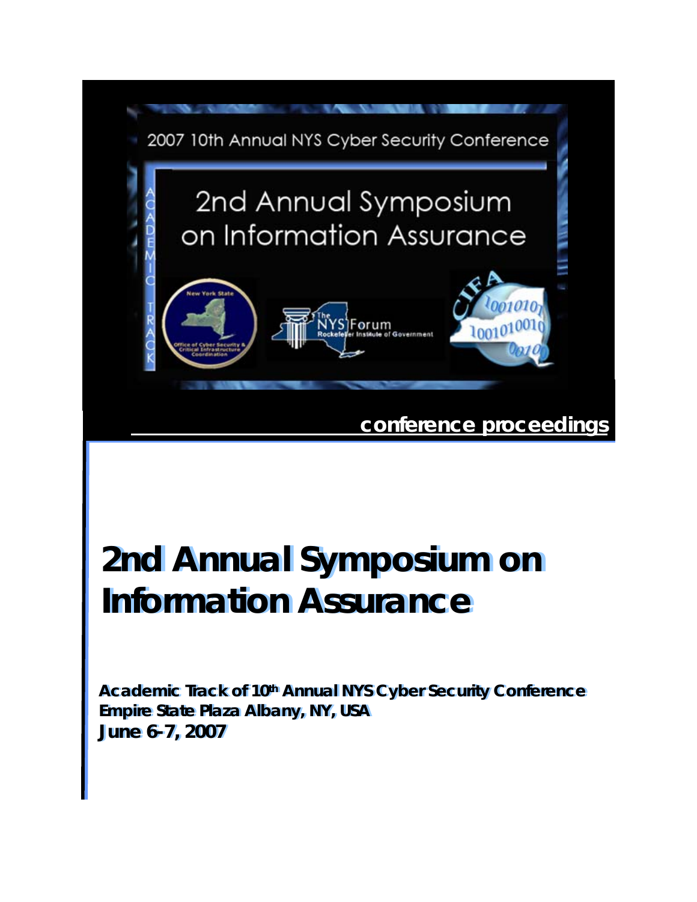2007 10th Annual NYS Cyber Security Conference

2nd Annual Symposium on Information Assurance

ACADEMIC TRACK

**conference proceedings**

# 2nd Annual Symposium on Information Assurance

**Academic Track of 10th Annual NYS Cyber Security Conference**
**Empire State Plaza Albany, NY, USA**
**June 6-7, 2007**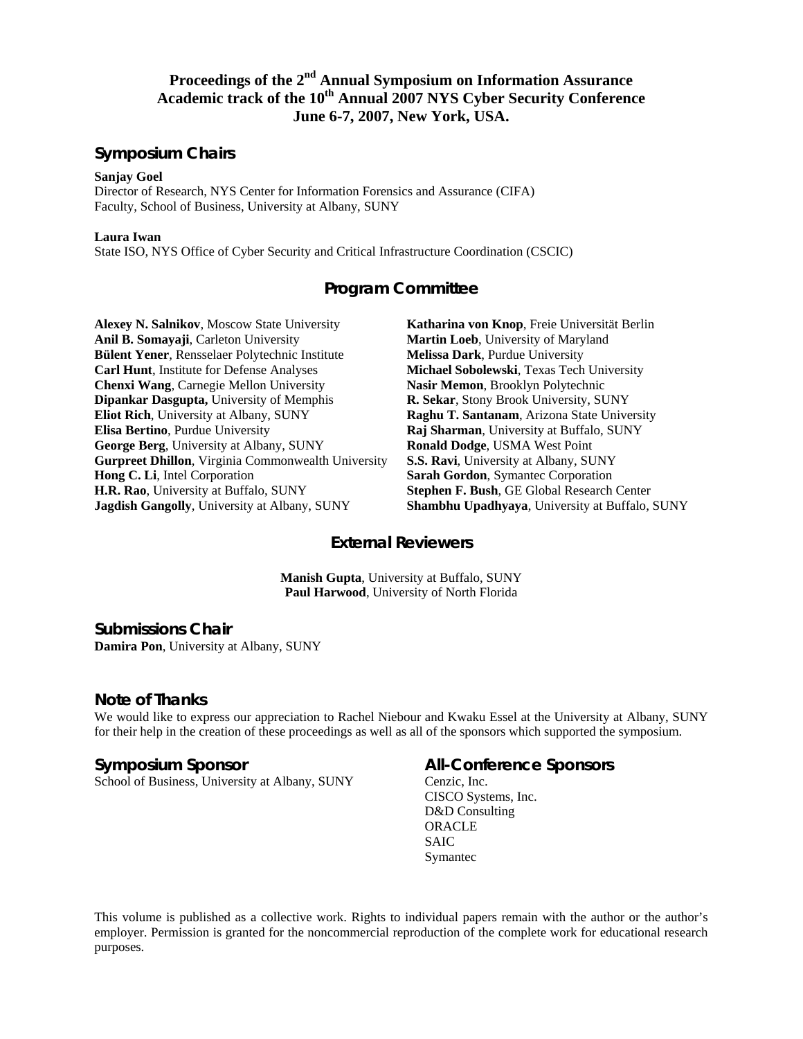# Proceedings of the 2nd Annual Symposium on Information Assurance
## Academic track of the 10th Annual 2007 NYS Cyber Security Conference
## June 6-7, 2007, New York, USA.

## Symposium Chairs

**Sanjay Goel**
Director of Research, NYS Center for Information Forensics and Assurance (CIFA)
Faculty, School of Business, University at Albany, SUNY

**Laura Iwan**
State ISO, NYS Office of Cyber Security and Critical Infrastructure Coordination (CSCIC)

## Program Committee

**Alexey N. Salnikov**, Moscow State University
**Anil B. Somayaji**, Carleton University
**Bülent Yener**, Rensselaer Polytechnic Institute
**Carl Hunt**, Institute for Defense Analyses
**Chenxi Wang**, Carnegie Mellon University
**Dipankar Dasgupta,** University of Memphis
**Eliot Rich**, University at Albany, SUNY
**Elisa Bertino**, Purdue University
**George Berg**, University at Albany, SUNY
**Gurpreet Dhillon**, Virginia Commonwealth University
**Hong C. Li**, Intel Corporation
**H.R. Rao**, University at Buffalo, SUNY
**Jagdish Gangolly**, University at Albany, SUNY
**Katharina von Knop**, Freie Universität Berlin
**Martin Loeb**, University of Maryland
**Melissa Dark**, Purdue University
**Michael Sobolewski**, Texas Tech University
**Nasir Memon**, Brooklyn Polytechnic
**R. Sekar**, Stony Brook University, SUNY
**Raghu T. Santanam**, Arizona State University
**Raj Sharman**, University at Buffalo, SUNY
**Ronald Dodge**, USMA West Point
**S.S. Ravi**, University at Albany, SUNY
**Sarah Gordon**, Symantec Corporation
**Stephen F. Bush**, GE Global Research Center
**Shambhu Upadhyaya**, University at Buffalo, SUNY

## External Reviewers

**Manish Gupta**, University at Buffalo, SUNY
**Paul Harwood**, University of North Florida

## Submissions Chair

**Damira Pon**, University at Albany, SUNY

## Note of Thanks

We would like to express our appreciation to Rachel Niebour and Kwaku Essel at the University at Albany, SUNY for their help in the creation of these proceedings as well as all of the sponsors which supported the symposium.

## Symposium Sponsor

School of Business, University at Albany, SUNY

## All-Conference Sponsors

Cenzic, Inc.
CISCO Systems, Inc.
D&D Consulting
ORACLE
SAIC
Symantec

This volume is published as a collective work. Rights to individual papers remain with the author or the author's employer. Permission is granted for the noncommercial reproduction of the complete work for educational research purposes.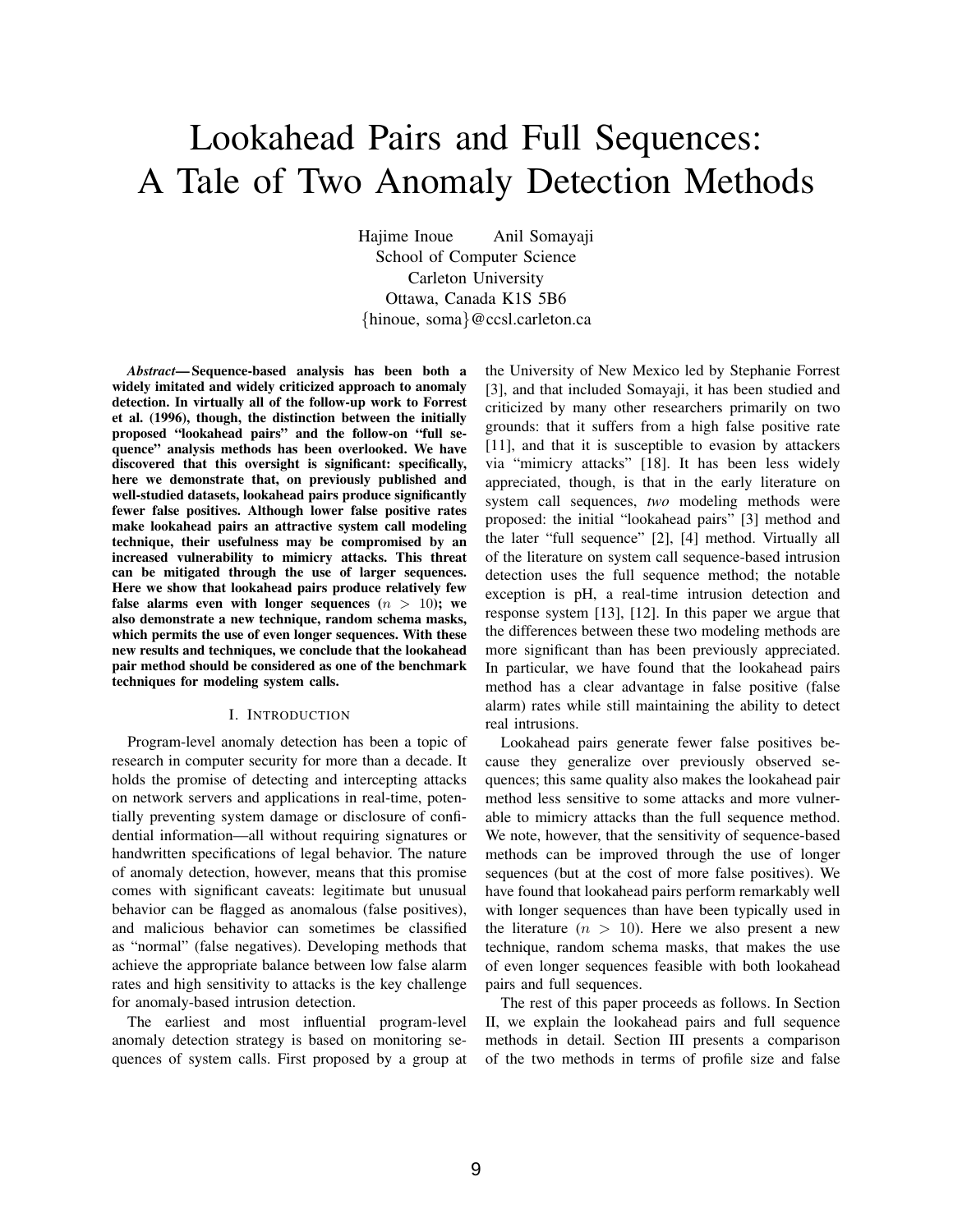# Lookahead Pairs and Full Sequences: A Tale of Two Anomaly Detection Methods

Hajime Inoue    Anil Somayaji
School of Computer Science
Carleton University
Ottawa, Canada K1S 5B6
{hinoue, soma}@ccsl.carleton.ca

***Abstract*— Sequence-based analysis has been both a widely imitated and widely criticized approach to anomaly detection. In virtually all of the follow-up work to Forrest et al. (1996), though, the distinction between the initially proposed "lookahead pairs" and the follow-on "full sequence" analysis methods has been overlooked. We have discovered that this oversight is significant: specifically, here we demonstrate that, on previously published and well-studied datasets, lookahead pairs produce significantly fewer false positives. Although lower false positive rates make lookahead pairs an attractive system call modeling technique, their usefulness may be compromised by an increased vulnerability to mimicry attacks. This threat can be mitigated through the use of larger sequences. Here we show that lookahead pairs produce relatively few false alarms even with longer sequences ($n > 10$); we also demonstrate a new technique, random schema masks, which permits the use of even longer sequences. With these new results and techniques, we conclude that the lookahead pair method should be considered as one of the benchmark techniques for modeling system calls.**

## I. Introduction

Program-level anomaly detection has been a topic of research in computer security for more than a decade. It holds the promise of detecting and intercepting attacks on network servers and applications in real-time, potentially preventing system damage or disclosure of confidential information—all without requiring signatures or handwritten specifications of legal behavior. The nature of anomaly detection, however, means that this promise comes with significant caveats: legitimate but unusual behavior can be flagged as anomalous (false positives), and malicious behavior can sometimes be classified as "normal" (false negatives). Developing methods that achieve the appropriate balance between low false alarm rates and high sensitivity to attacks is the key challenge for anomaly-based intrusion detection.

The earliest and most influential program-level anomaly detection strategy is based on monitoring sequences of system calls. First proposed by a group at the University of New Mexico led by Stephanie Forrest [3], and that included Somayaji, it has been studied and criticized by many other researchers primarily on two grounds: that it suffers from a high false positive rate [11], and that it is susceptible to evasion by attackers via "mimicry attacks" [18]. It has been less widely appreciated, though, is that in the early literature on system call sequences, *two* modeling methods were proposed: the initial "lookahead pairs" [3] method and the later "full sequence" [2], [4] method. Virtually all of the literature on system call sequence-based intrusion detection uses the full sequence method; the notable exception is pH, a real-time intrusion detection and response system [13], [12]. In this paper we argue that the differences between these two modeling methods are more significant than has been previously appreciated. In particular, we have found that the lookahead pairs method has a clear advantage in false positive (false alarm) rates while still maintaining the ability to detect real intrusions.

Lookahead pairs generate fewer false positives because they generalize over previously observed sequences; this same quality also makes the lookahead pair method less sensitive to some attacks and more vulnerable to mimicry attacks than the full sequence method. We note, however, that the sensitivity of sequence-based methods can be improved through the use of longer sequences (but at the cost of more false positives). We have found that lookahead pairs perform remarkably well with longer sequences than have been typically used in the literature ($n > 10$). Here we also present a new technique, random schema masks, that makes the use of even longer sequences feasible with both lookahead pairs and full sequences.

The rest of this paper proceeds as follows. In Section II, we explain the lookahead pairs and full sequence methods in detail. Section III presents a comparison of the two methods in terms of profile size and false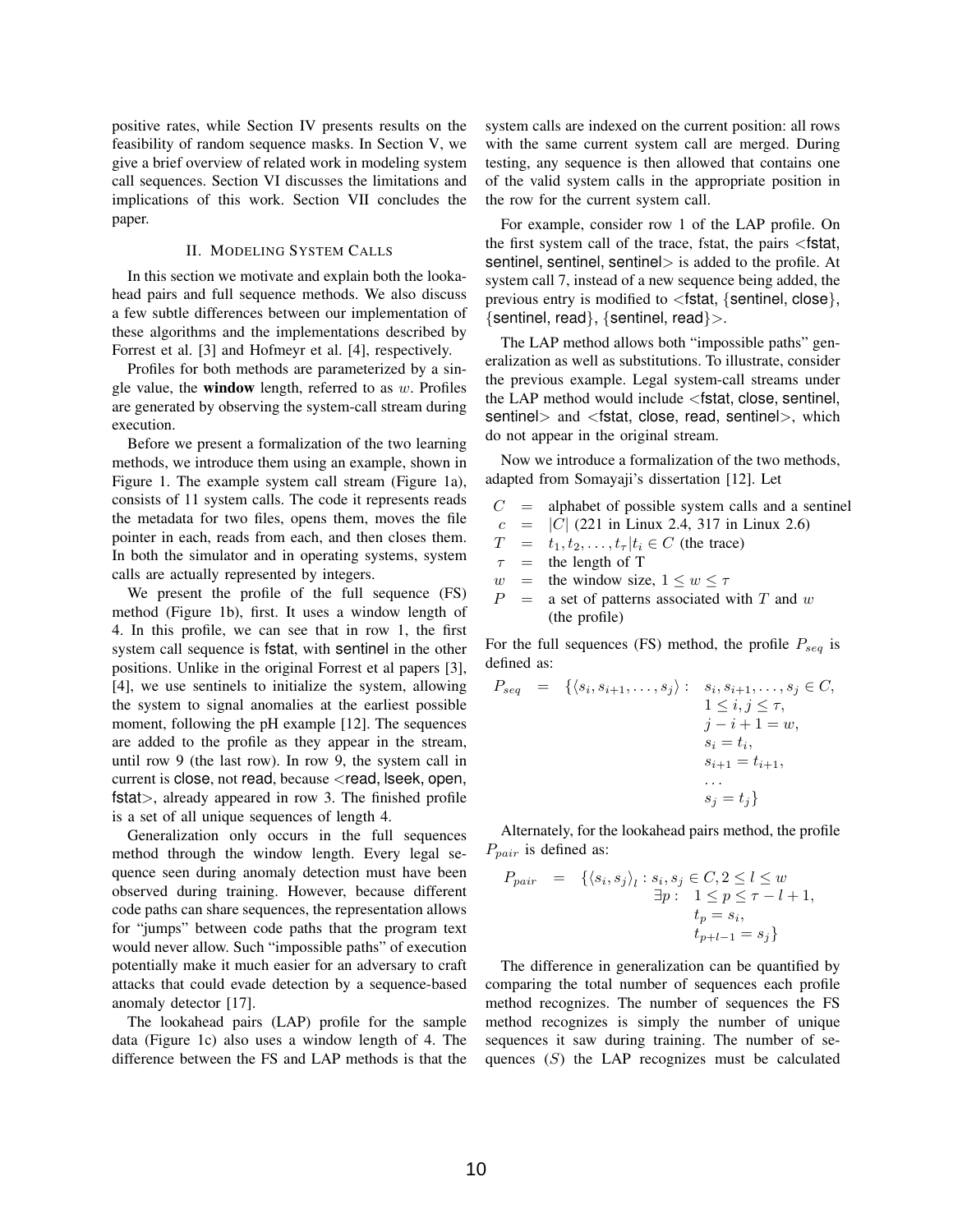positive rates, while Section IV presents results on the feasibility of random sequence masks. In Section V, we give a brief overview of related work in modeling system call sequences. Section VI discusses the limitations and implications of this work. Section VII concludes the paper.

## II. Modeling System Calls

In this section we motivate and explain both the lookahead pairs and full sequence methods. We also discuss a few subtle differences between our implementation of these algorithms and the implementations described by Forrest et al. [3] and Hofmeyr et al. [4], respectively.

Profiles for both methods are parameterized by a single value, the **window** length, referred to as $w$. Profiles are generated by observing the system-call stream during execution.

Before we present a formalization of the two learning methods, we introduce them using an example, shown in Figure 1. The example system call stream (Figure 1a), consists of 11 system calls. The code it represents reads the metadata for two files, opens them, moves the file pointer in each, reads from each, and then closes them. In both the simulator and in operating systems, system calls are actually represented by integers.

We present the profile of the full sequence (FS) method (Figure 1b), first. It uses a window length of 4. In this profile, we can see that in row 1, the first system call sequence is fstat, with sentinel in the other positions. Unlike in the original Forrest et al papers [3], [4], we use sentinels to initialize the system, allowing the system to signal anomalies at the earliest possible moment, following the pH example [12]. The sequences are added to the profile as they appear in the stream, until row 9 (the last row). In row 9, the system call in current is close, not read, because <read, lseek, open, fstat>, already appeared in row 3. The finished profile is a set of all unique sequences of length 4.

Generalization only occurs in the full sequences method through the window length. Every legal sequence seen during anomaly detection must have been observed during training. However, because different code paths can share sequences, the representation allows for "jumps" between code paths that the program text would never allow. Such "impossible paths" of execution potentially make it much easier for an adversary to craft attacks that could evade detection by a sequence-based anomaly detector [17].

The lookahead pairs (LAP) profile for the sample data (Figure 1c) also uses a window length of 4. The difference between the FS and LAP methods is that the system calls are indexed on the current position: all rows with the same current system call are merged. During testing, any sequence is then allowed that contains one of the valid system calls in the appropriate position in the row for the current system call.

For example, consider row 1 of the LAP profile. On the first system call of the trace, fstat, the pairs <fstat, sentinel, sentinel, sentinel> is added to the profile. At system call 7, instead of a new sequence being added, the previous entry is modified to <fstat, {sentinel, close}, {sentinel, read}, {sentinel, read}>.

The LAP method allows both "impossible paths" generalization as well as substitutions. To illustrate, consider the previous example. Legal system-call streams under the LAP method would include <fstat, close, sentinel, sentinel> and <fstat, close, read, sentinel>, which do not appear in the original stream.

Now we introduce a formalization of the two methods, adapted from Somayaji's dissertation [12]. Let

$C$ = alphabet of possible system calls and a sentinel
$c$ = $|C|$ (221 in Linux 2.4, 317 in Linux 2.6)
$T$ = $t_1, t_2, \ldots, t_\tau | t_i \in C$ (the trace)
$\tau$ = the length of T
$w$ = the window size, $1 \leq w \leq \tau$
$P$ = a set of patterns associated with $T$ and $w$ (the profile)

For the full sequences (FS) method, the profile $P_{seq}$ is defined as:

$$
\begin{aligned}
P_{seq} \;=\; \{\langle s_i, s_{i+1}, \ldots, s_j\rangle : \;\; & s_i, s_{i+1}, \ldots, s_j \in C, \\
& 1 \leq i, j \leq \tau, \\
& j - i + 1 = w, \\
& s_i = t_i, \\
& s_{i+1} = t_{i+1}, \\
& \ldots \\
& s_j = t_j\}
\end{aligned}
$$

Alternately, for the lookahead pairs method, the profile $P_{pair}$ is defined as:

$$
\begin{aligned}
P_{pair} \;=\; \{\langle s_i, s_j\rangle_l : s_i, s_j \in C, 2 \leq l \leq w \\
\exists p : \;\; & 1 \leq p \leq \tau - l + 1, \\
& t_p = s_i, \\
& t_{p+l-1} = s_j\}
\end{aligned}
$$

The difference in generalization can be quantified by comparing the total number of sequences each profile method recognizes. The number of sequences the FS method recognizes is simply the number of unique sequences it saw during training. The number of sequences ($S$) the LAP recognizes must be calculated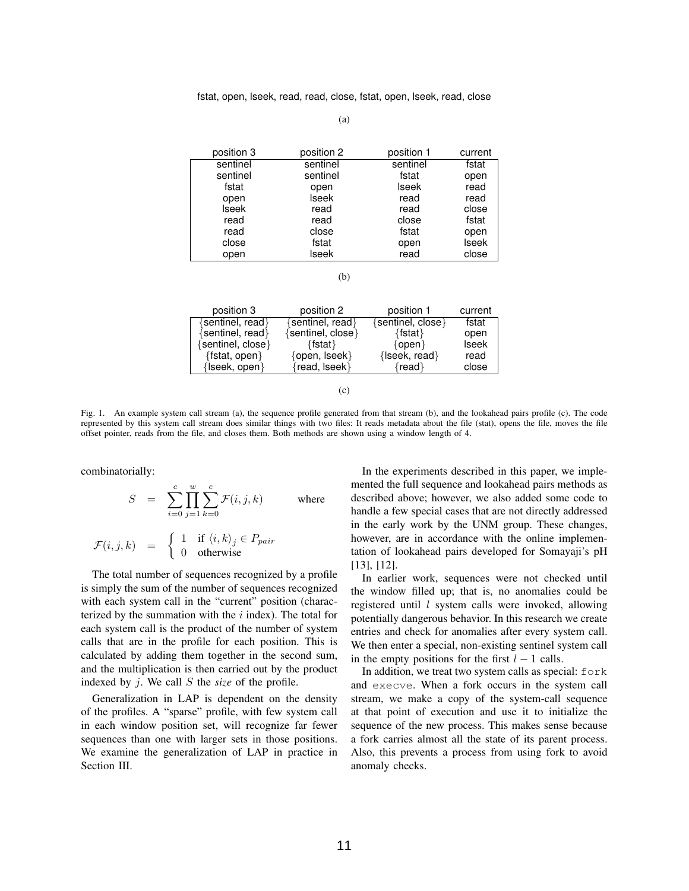fstat, open, lseek, read, read, close, fstat, open, lseek, read, close

(a)

| position 3 | position 2 | position 1 | current |
|---|---|---|---|
| sentinel | sentinel | sentinel | fstat |
| sentinel | sentinel | fstat | open |
| fstat | open | lseek | read |
| open | lseek | read | read |
| lseek | read | read | close |
| read | read | close | fstat |
| read | close | fstat | open |
| close | fstat | open | lseek |
| open | lseek | read | close |

(b)

| position 3 | position 2 | position 1 | current |
|---|---|---|---|
| {sentinel, read} | {sentinel, read} | {sentinel, close} | fstat |
| {sentinel, read} | {sentinel, close} | {fstat} | open |
| {sentinel, close} | {fstat} | {open} | lseek |
| {fstat, open} | {open, lseek} | {lseek, read} | read |
| {lseek, open} | {read, lseek} | {read} | close |

(c)

Fig. 1. An example system call stream (a), the sequence profile generated from that stream (b), and the lookahead pairs profile (c). The code represented by this system call stream does similar things with two files: It reads metadata about the file (stat), opens the file, moves the file offset pointer, reads from the file, and closes them. Both methods are shown using a window length of 4.

combinatorially:

$$S = \sum_{i=0}^{c} \prod_{j=1}^{w} \sum_{k=0}^{c} \mathcal{F}(i,j,k) \qquad \text{where}$$

$$\mathcal{F}(i,j,k) = \begin{cases} 1 & \text{if } \langle i,k \rangle_j \in P_{pair} \\ 0 & \text{otherwise} \end{cases}$$

The total number of sequences recognized by a profile is simply the sum of the number of sequences recognized with each system call in the "current" position (characterized by the summation with the $i$ index). The total for each system call is the product of the number of system calls that are in the profile for each position. This is calculated by adding them together in the second sum, and the multiplication is then carried out by the product indexed by $j$. We call $S$ the *size* of the profile.

Generalization in LAP is dependent on the density of the profiles. A "sparse" profile, with few system call in each window position set, will recognize far fewer sequences than one with larger sets in those positions. We examine the generalization of LAP in practice in Section III.

In the experiments described in this paper, we implemented the full sequence and lookahead pairs methods as described above; however, we also added some code to handle a few special cases that are not directly addressed in the early work by the UNM group. These changes, however, are in accordance with the online implementation of lookahead pairs developed for Somayaji's pH [13], [12].

In earlier work, sequences were not checked until the window filled up; that is, no anomalies could be registered until $l$ system calls were invoked, allowing potentially dangerous behavior. In this research we create entries and check for anomalies after every system call. We then enter a special, non-existing sentinel system call in the empty positions for the first $l-1$ calls.

In addition, we treat two system calls as special: `fork` and `execve`. When a fork occurs in the system call stream, we make a copy of the system-call sequence at that point of execution and use it to initialize the sequence of the new process. This makes sense because a fork carries almost all the state of its parent process. Also, this prevents a process from using fork to avoid anomaly checks.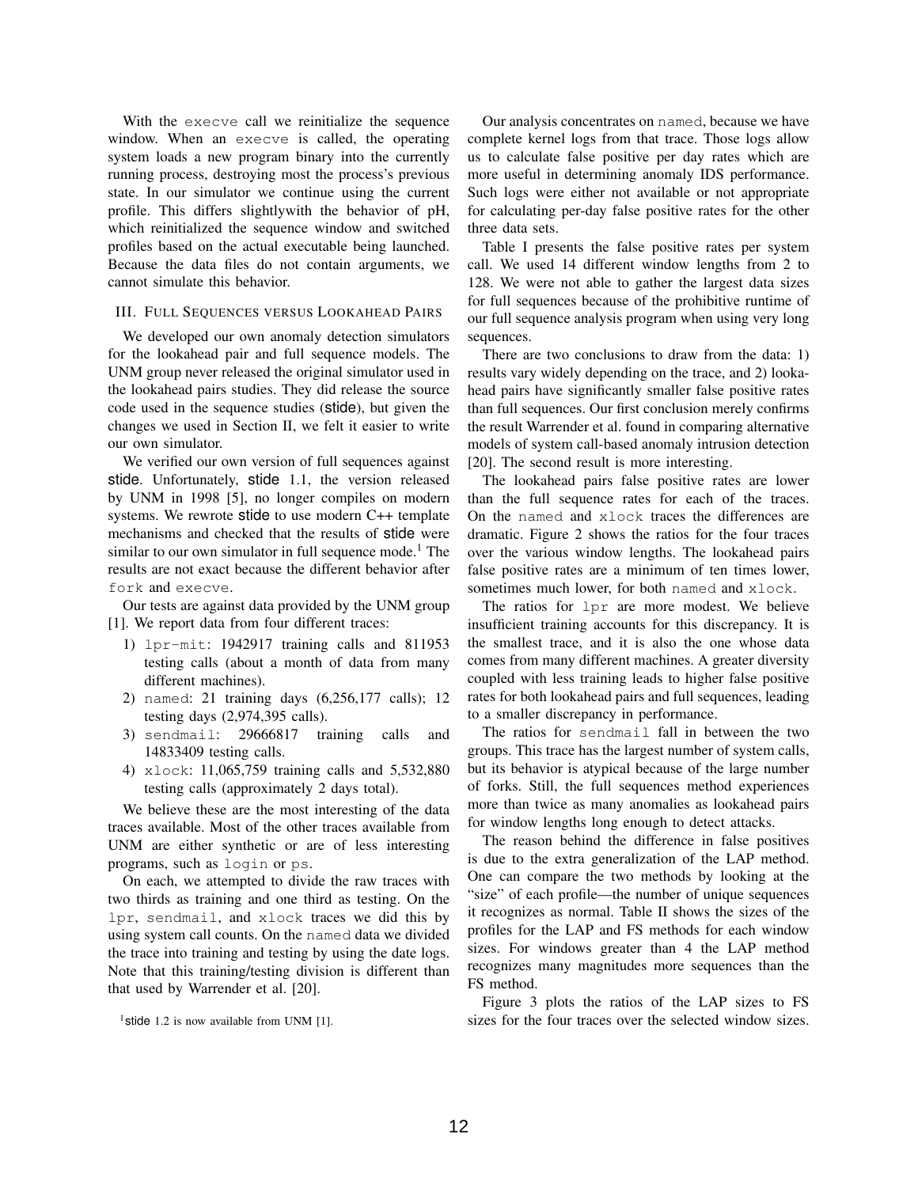With the `execve` call we reinitialize the sequence window. When an `execve` is called, the operating system loads a new program binary into the currently running process, destroying most the process's previous state. In our simulator we continue using the current profile. This differs slightlywith the behavior of pH, which reinitialized the sequence window and switched profiles based on the actual executable being launched. Because the data files do not contain arguments, we cannot simulate this behavior.

## III. Full Sequences versus Lookahead Pairs

We developed our own anomaly detection simulators for the lookahead pair and full sequence models. The UNM group never released the original simulator used in the lookahead pairs studies. They did release the source code used in the sequence studies (stide), but given the changes we used in Section II, we felt it easier to write our own simulator.

We verified our own version of full sequences against stide. Unfortunately, stide 1.1, the version released by UNM in 1998 [5], no longer compiles on modern systems. We rewrote stide to use modern C++ template mechanisms and checked that the results of stide were similar to our own simulator in full sequence mode.[1] The results are not exact because the different behavior after `fork` and `execve`.

Our tests are against data provided by the UNM group [1]. We report data from four different traces:

1) `lpr-mit`: 1942917 training calls and 811953 testing calls (about a month of data from many different machines).
2) `named`: 21 training days (6,256,177 calls); 12 testing days (2,974,395 calls).
3) `sendmail`: 29666817 training calls and 14833409 testing calls.
4) `xlock`: 11,065,759 training calls and 5,532,880 testing calls (approximately 2 days total).

We believe these are the most interesting of the data traces available. Most of the other traces available from UNM are either synthetic or are of less interesting programs, such as `login` or `ps`.

On each, we attempted to divide the raw traces with two thirds as training and one third as testing. On the `lpr`, `sendmail`, and `xlock` traces we did this by using system call counts. On the `named` data we divided the trace into training and testing by using the date logs. Note that this training/testing division is different than that used by Warrender et al. [20].

[1] stide 1.2 is now available from UNM [1].

Our analysis concentrates on `named`, because we have complete kernel logs from that trace. Those logs allow us to calculate false positive per day rates which are more useful in determining anomaly IDS performance. Such logs were either not available or not appropriate for calculating per-day false positive rates for the other three data sets.

Table I presents the false positive rates per system call. We used 14 different window lengths from 2 to 128. We were not able to gather the largest data sizes for full sequences because of the prohibitive runtime of our full sequence analysis program when using very long sequences.

There are two conclusions to draw from the data: 1) results vary widely depending on the trace, and 2) lookahead pairs have significantly smaller false positive rates than full sequences. Our first conclusion merely confirms the result Warrender et al. found in comparing alternative models of system call-based anomaly intrusion detection [20]. The second result is more interesting.

The lookahead pairs false positive rates are lower than the full sequence rates for each of the traces. On the `named` and `xlock` traces the differences are dramatic. Figure 2 shows the ratios for the four traces over the various window lengths. The lookahead pairs false positive rates are a minimum of ten times lower, sometimes much lower, for both `named` and `xlock`.

The ratios for `lpr` are more modest. We believe insufficient training accounts for this discrepancy. It is the smallest trace, and it is also the one whose data comes from many different machines. A greater diversity coupled with less training leads to higher false positive rates for both lookahead pairs and full sequences, leading to a smaller discrepancy in performance.

The ratios for `sendmail` fall in between the two groups. This trace has the largest number of system calls, but its behavior is atypical because of the large number of forks. Still, the full sequences method experiences more than twice as many anomalies as lookahead pairs for window lengths long enough to detect attacks.

The reason behind the difference in false positives is due to the extra generalization of the LAP method. One can compare the two methods by looking at the "size" of each profile—the number of unique sequences it recognizes as normal. Table II shows the sizes of the profiles for the LAP and FS methods for each window sizes. For windows greater than 4 the LAP method recognizes many magnitudes more sequences than the FS method.

Figure 3 plots the ratios of the LAP sizes to FS sizes for the four traces over the selected window sizes.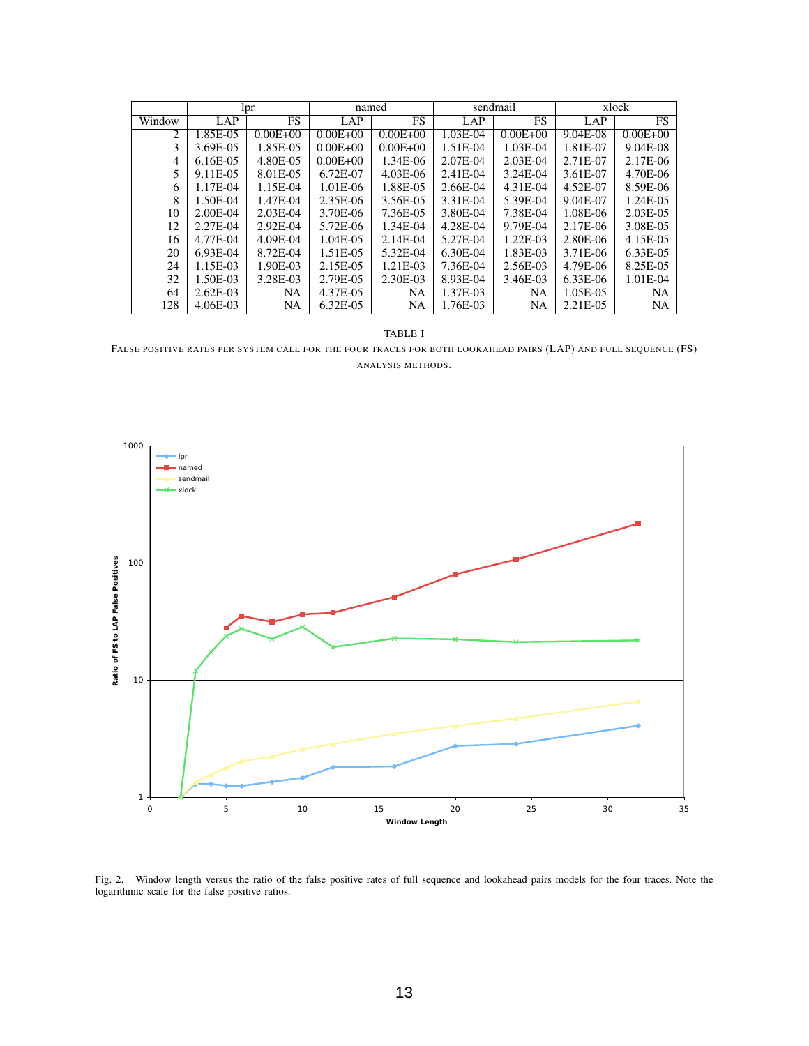| | lpr | | named | | sendmail | | xlock | |
|---|---|---|---|---|---|---|---|---|
| Window | LAP | FS | LAP | FS | LAP | FS | LAP | FS |
| 2 | 1.85E-05 | 0.00E+00 | 0.00E+00 | 0.00E+00 | 1.03E-04 | 0.00E+00 | 9.04E-08 | 0.00E+00 |
| 3 | 3.69E-05 | 1.85E-05 | 0.00E+00 | 0.00E+00 | 1.51E-04 | 1.03E-04 | 1.81E-07 | 9.04E-08 |
| 4 | 6.16E-05 | 4.80E-05 | 0.00E+00 | 1.34E-06 | 2.07E-04 | 2.03E-04 | 2.71E-07 | 2.17E-06 |
| 5 | 9.11E-05 | 8.01E-05 | 6.72E-07 | 4.03E-06 | 2.41E-04 | 3.24E-04 | 3.61E-07 | 4.70E-06 |
| 6 | 1.17E-04 | 1.15E-04 | 1.01E-06 | 1.88E-05 | 2.66E-04 | 4.31E-04 | 4.52E-07 | 8.59E-06 |
| 8 | 1.50E-04 | 1.47E-04 | 2.35E-06 | 3.56E-05 | 3.31E-04 | 5.39E-04 | 9.04E-07 | 1.24E-05 |
| 10 | 2.00E-04 | 2.03E-04 | 3.70E-06 | 7.36E-05 | 3.80E-04 | 7.38E-04 | 1.08E-06 | 2.03E-05 |
| 12 | 2.27E-04 | 2.92E-04 | 5.72E-06 | 1.34E-04 | 4.28E-04 | 9.79E-04 | 2.17E-06 | 3.08E-05 |
| 16 | 4.77E-04 | 4.09E-04 | 1.04E-05 | 2.14E-04 | 5.27E-04 | 1.22E-03 | 2.80E-06 | 4.15E-05 |
| 20 | 6.93E-04 | 8.72E-04 | 1.51E-05 | 5.32E-04 | 6.30E-04 | 1.83E-03 | 3.71E-06 | 6.33E-05 |
| 24 | 1.15E-03 | 1.90E-03 | 2.15E-05 | 1.21E-03 | 7.36E-04 | 2.56E-03 | 4.79E-06 | 8.25E-05 |
| 32 | 1.50E-03 | 3.28E-03 | 2.79E-05 | 2.30E-03 | 8.93E-04 | 3.46E-03 | 6.33E-06 | 1.01E-04 |
| 64 | 2.62E-03 | NA | 4.37E-05 | NA | 1.37E-03 | NA | 1.05E-05 | NA |
| 128 | 4.06E-03 | NA | 6.32E-05 | NA | 1.76E-03 | NA | 2.21E-05 | NA |

TABLE I

FALSE POSITIVE RATES PER SYSTEM CALL FOR THE FOUR TRACES FOR BOTH LOOKAHEAD PAIRS (LAP) AND FULL SEQUENCE (FS) ANALYSIS METHODS.

Fig. 2. Window length versus the ratio of the false positive rates of full sequence and lookahead pairs models for the four traces. Note the logarithmic scale for the false positive ratios.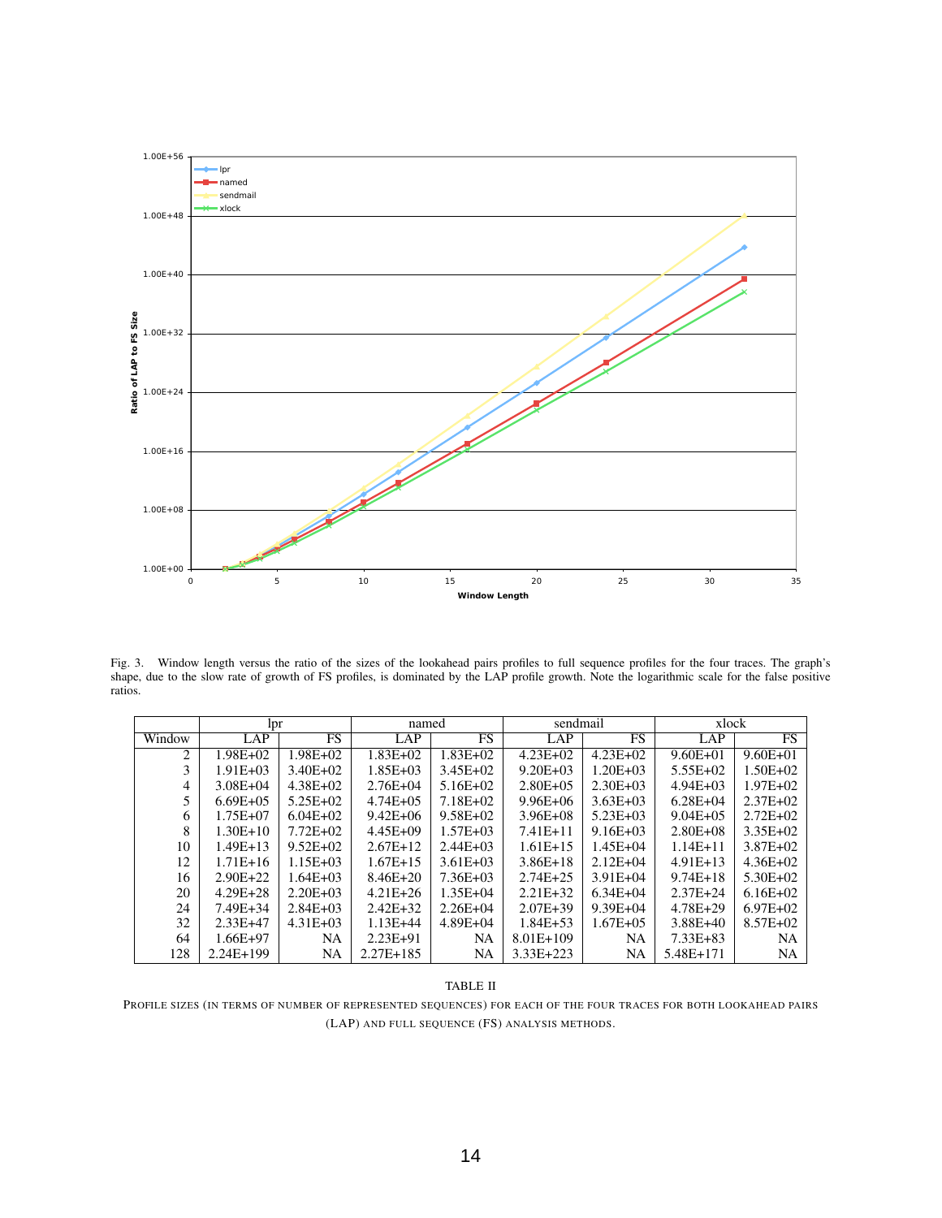Fig. 3. Window length versus the ratio of the sizes of the lookahead pairs profiles to full sequence profiles for the four traces. The graph's shape, due to the slow rate of growth of FS profiles, is dominated by the LAP profile growth. Note the logarithmic scale for the false positive ratios.

| | lpr | | named | | sendmail | | xlock | |
|---|---|---|---|---|---|---|---|---|
| Window | LAP | FS | LAP | FS | LAP | FS | LAP | FS |
| 2 | 1.98E+02 | 1.98E+02 | 1.83E+02 | 1.83E+02 | 4.23E+02 | 4.23E+02 | 9.60E+01 | 9.60E+01 |
| 3 | 1.91E+03 | 3.40E+02 | 1.85E+03 | 3.45E+02 | 9.20E+03 | 1.20E+03 | 5.55E+02 | 1.50E+02 |
| 4 | 3.08E+04 | 4.38E+02 | 2.76E+04 | 5.16E+02 | 2.80E+05 | 2.30E+03 | 4.94E+03 | 1.97E+02 |
| 5 | 6.69E+05 | 5.25E+02 | 4.74E+05 | 7.18E+02 | 9.96E+06 | 3.63E+03 | 6.28E+04 | 2.37E+02 |
| 6 | 1.75E+07 | 6.04E+02 | 9.42E+06 | 9.58E+02 | 3.96E+08 | 5.23E+03 | 9.04E+05 | 2.72E+02 |
| 8 | 1.30E+10 | 7.72E+02 | 4.45E+09 | 1.57E+03 | 7.41E+11 | 9.16E+03 | 2.80E+08 | 3.35E+02 |
| 10 | 1.49E+13 | 9.52E+02 | 2.67E+12 | 2.44E+03 | 1.61E+15 | 1.45E+04 | 1.14E+11 | 3.87E+02 |
| 12 | 1.71E+16 | 1.15E+03 | 1.67E+15 | 3.61E+03 | 3.86E+18 | 2.12E+04 | 4.91E+13 | 4.36E+02 |
| 16 | 2.90E+22 | 1.64E+03 | 8.46E+20 | 7.36E+03 | 2.74E+25 | 3.91E+04 | 9.74E+18 | 5.30E+02 |
| 20 | 4.29E+28 | 2.20E+03 | 4.21E+26 | 1.35E+04 | 2.21E+32 | 6.34E+04 | 2.37E+24 | 6.16E+02 |
| 24 | 7.49E+34 | 2.84E+03 | 2.42E+32 | 2.26E+04 | 2.07E+39 | 9.39E+04 | 4.78E+29 | 6.97E+02 |
| 32 | 2.33E+47 | 4.31E+03 | 1.13E+44 | 4.89E+04 | 1.84E+53 | 1.67E+05 | 3.88E+40 | 8.57E+02 |
| 64 | 1.66E+97 | NA | 2.23E+91 | NA | 8.01E+109 | NA | 7.33E+83 | NA |
| 128 | 2.24E+199 | NA | 2.27E+185 | NA | 3.33E+223 | NA | 5.48E+171 | NA |

TABLE II

PROFILE SIZES (IN TERMS OF NUMBER OF REPRESENTED SEQUENCES) FOR EACH OF THE FOUR TRACES FOR BOTH LOOKAHEAD PAIRS (LAP) AND FULL SEQUENCE (FS) ANALYSIS METHODS.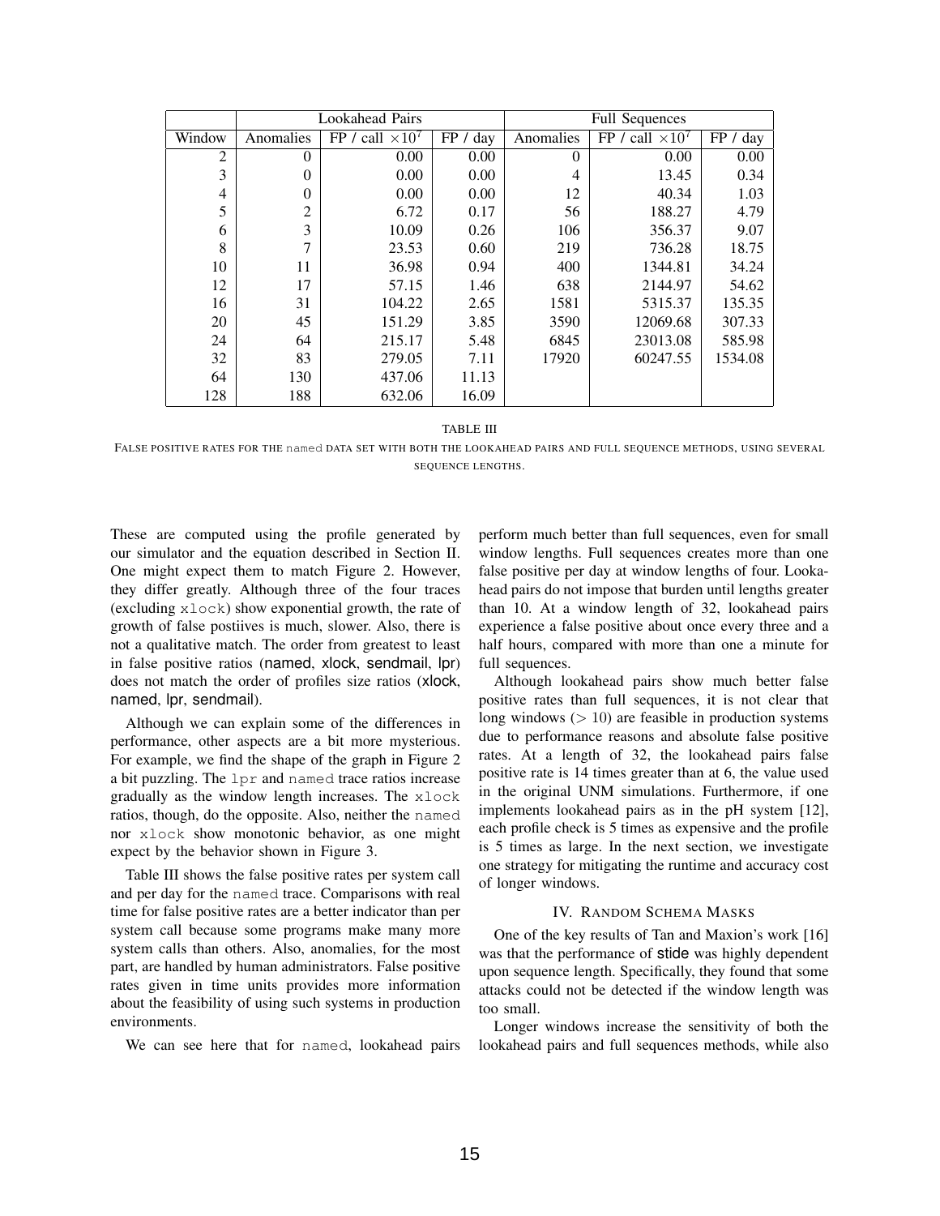| | Lookahead Pairs | | | Full Sequences | | |
|---|---|---|---|---|---|---|
| Window | Anomalies | FP / call $\times 10^7$ | FP / day | Anomalies | FP / call $\times 10^7$ | FP / day |
| 2 | 0 | 0.00 | 0.00 | 0 | 0.00 | 0.00 |
| 3 | 0 | 0.00 | 0.00 | 4 | 13.45 | 0.34 |
| 4 | 0 | 0.00 | 0.00 | 12 | 40.34 | 1.03 |
| 5 | 2 | 6.72 | 0.17 | 56 | 188.27 | 4.79 |
| 6 | 3 | 10.09 | 0.26 | 106 | 356.37 | 9.07 |
| 8 | 7 | 23.53 | 0.60 | 219 | 736.28 | 18.75 |
| 10 | 11 | 36.98 | 0.94 | 400 | 1344.81 | 34.24 |
| 12 | 17 | 57.15 | 1.46 | 638 | 2144.97 | 54.62 |
| 16 | 31 | 104.22 | 2.65 | 1581 | 5315.37 | 135.35 |
| 20 | 45 | 151.29 | 3.85 | 3590 | 12069.68 | 307.33 |
| 24 | 64 | 215.17 | 5.48 | 6845 | 23013.08 | 585.98 |
| 32 | 83 | 279.05 | 7.11 | 17920 | 60247.55 | 1534.08 |
| 64 | 130 | 437.06 | 11.13 | | | |
| 128 | 188 | 632.06 | 16.09 | | | |

TABLE III

FALSE POSITIVE RATES FOR THE named DATA SET WITH BOTH THE LOOKAHEAD PAIRS AND FULL SEQUENCE METHODS, USING SEVERAL SEQUENCE LENGTHS.

These are computed using the profile generated by our simulator and the equation described in Section II. One might expect them to match Figure 2. However, they differ greatly. Although three of the four traces (excluding xlock) show exponential growth, the rate of growth of false postiives is much, slower. Also, there is not a qualitative match. The order from greatest to least in false positive ratios (named, xlock, sendmail, lpr) does not match the order of profiles size ratios (xlock, named, lpr, sendmail).

Although we can explain some of the differences in performance, other aspects are a bit more mysterious. For example, we find the shape of the graph in Figure 2 a bit puzzling. The lpr and named trace ratios increase gradually as the window length increases. The xlock ratios, though, do the opposite. Also, neither the named nor xlock show monotonic behavior, as one might expect by the behavior shown in Figure 3.

Table III shows the false positive rates per system call and per day for the named trace. Comparisons with real time for false positive rates are a better indicator than per system call because some programs make many more system calls than others. Also, anomalies, for the most part, are handled by human administrators. False positive rates given in time units provides more information about the feasibility of using such systems in production environments.

We can see here that for named, lookahead pairs perform much better than full sequences, even for small window lengths. Full sequences creates more than one false positive per day at window lengths of four. Lookahead pairs do not impose that burden until lengths greater than 10. At a window length of 32, lookahead pairs experience a false positive about once every three and a half hours, compared with more than one a minute for full sequences.

Although lookahead pairs show much better false positive rates than full sequences, it is not clear that long windows ($> 10$) are feasible in production systems due to performance reasons and absolute false positive rates. At a length of 32, the lookahead pairs false positive rate is 14 times greater than at 6, the value used in the original UNM simulations. Furthermore, if one implements lookahead pairs as in the pH system [12], each profile check is 5 times as expensive and the profile is 5 times as large. In the next section, we investigate one strategy for mitigating the runtime and accuracy cost of longer windows.

## IV. Random Schema Masks

One of the key results of Tan and Maxion's work [16] was that the performance of stide was highly dependent upon sequence length. Specifically, they found that some attacks could not be detected if the window length was too small.

Longer windows increase the sensitivity of both the lookahead pairs and full sequences methods, while also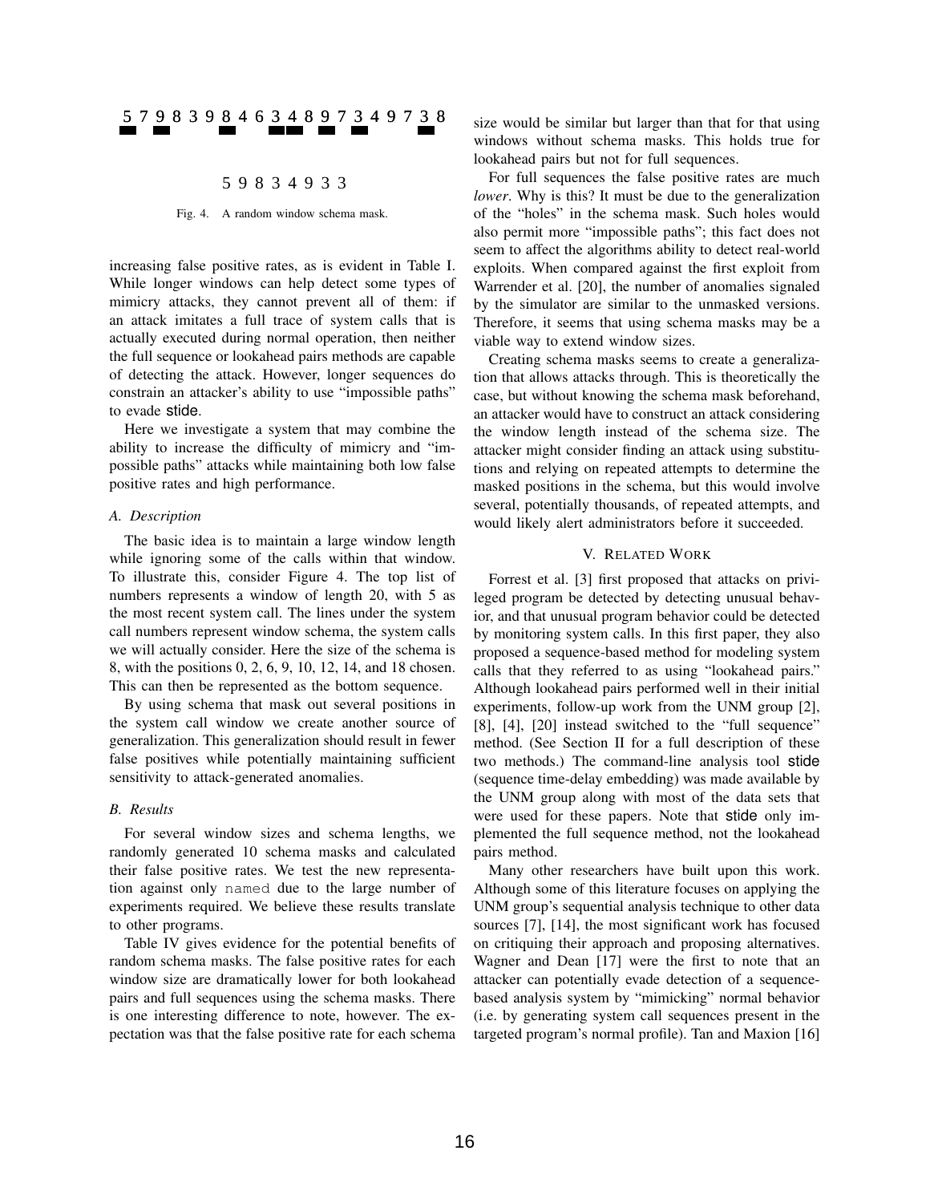5 7 9 8 3 9 8 4 6 3 4 8 9 7 3 4 9 7 3 8

5 9 8 3 4 9 3 3

Fig. 4. A random window schema mask.

increasing false positive rates, as is evident in Table I. While longer windows can help detect some types of mimicry attacks, they cannot prevent all of them: if an attack imitates a full trace of system calls that is actually executed during normal operation, then neither the full sequence or lookahead pairs methods are capable of detecting the attack. However, longer sequences do constrain an attacker's ability to use "impossible paths" to evade stide.

Here we investigate a system that may combine the ability to increase the difficulty of mimicry and "impossible paths" attacks while maintaining both low false positive rates and high performance.

### A. Description

The basic idea is to maintain a large window length while ignoring some of the calls within that window. To illustrate this, consider Figure 4. The top list of numbers represents a window of length 20, with 5 as the most recent system call. The lines under the system call numbers represent window schema, the system calls we will actually consider. Here the size of the schema is 8, with the positions 0, 2, 6, 9, 10, 12, 14, and 18 chosen. This can then be represented as the bottom sequence.

By using schema that mask out several positions in the system call window we create another source of generalization. This generalization should result in fewer false positives while potentially maintaining sufficient sensitivity to attack-generated anomalies.

### B. Results

For several window sizes and schema lengths, we randomly generated 10 schema masks and calculated their false positive rates. We test the new representation against only named due to the large number of experiments required. We believe these results translate to other programs.

Table IV gives evidence for the potential benefits of random schema masks. The false positive rates for each window size are dramatically lower for both lookahead pairs and full sequences using the schema masks. There is one interesting difference to note, however. The expectation was that the false positive rate for each schema size would be similar but larger than that for that using windows without schema masks. This holds true for lookahead pairs but not for full sequences.

For full sequences the false positive rates are much *lower*. Why is this? It must be due to the generalization of the "holes" in the schema mask. Such holes would also permit more "impossible paths"; this fact does not seem to affect the algorithms ability to detect real-world exploits. When compared against the first exploit from Warrender et al. [20], the number of anomalies signaled by the simulator are similar to the unmasked versions. Therefore, it seems that using schema masks may be a viable way to extend window sizes.

Creating schema masks seems to create a generalization that allows attacks through. This is theoretically the case, but without knowing the schema mask beforehand, an attacker would have to construct an attack considering the window length instead of the schema size. The attacker might consider finding an attack using substitutions and relying on repeated attempts to determine the masked positions in the schema, but this would involve several, potentially thousands, of repeated attempts, and would likely alert administrators before it succeeded.

## V. Related Work

Forrest et al. [3] first proposed that attacks on privileged program be detected by detecting unusual behavior, and that unusual program behavior could be detected by monitoring system calls. In this first paper, they also proposed a sequence-based method for modeling system calls that they referred to as using "lookahead pairs." Although lookahead pairs performed well in their initial experiments, follow-up work from the UNM group [2], [8], [4], [20] instead switched to the "full sequence" method. (See Section II for a full description of these two methods.) The command-line analysis tool stide (sequence time-delay embedding) was made available by the UNM group along with most of the data sets that were used for these papers. Note that stide only implemented the full sequence method, not the lookahead pairs method.

Many other researchers have built upon this work. Although some of this literature focuses on applying the UNM group's sequential analysis technique to other data sources [7], [14], the most significant work has focused on critiquing their approach and proposing alternatives. Wagner and Dean [17] were the first to note that an attacker can potentially evade detection of a sequence-based analysis system by "mimicking" normal behavior (i.e. by generating system call sequences present in the targeted program's normal profile). Tan and Maxion [16]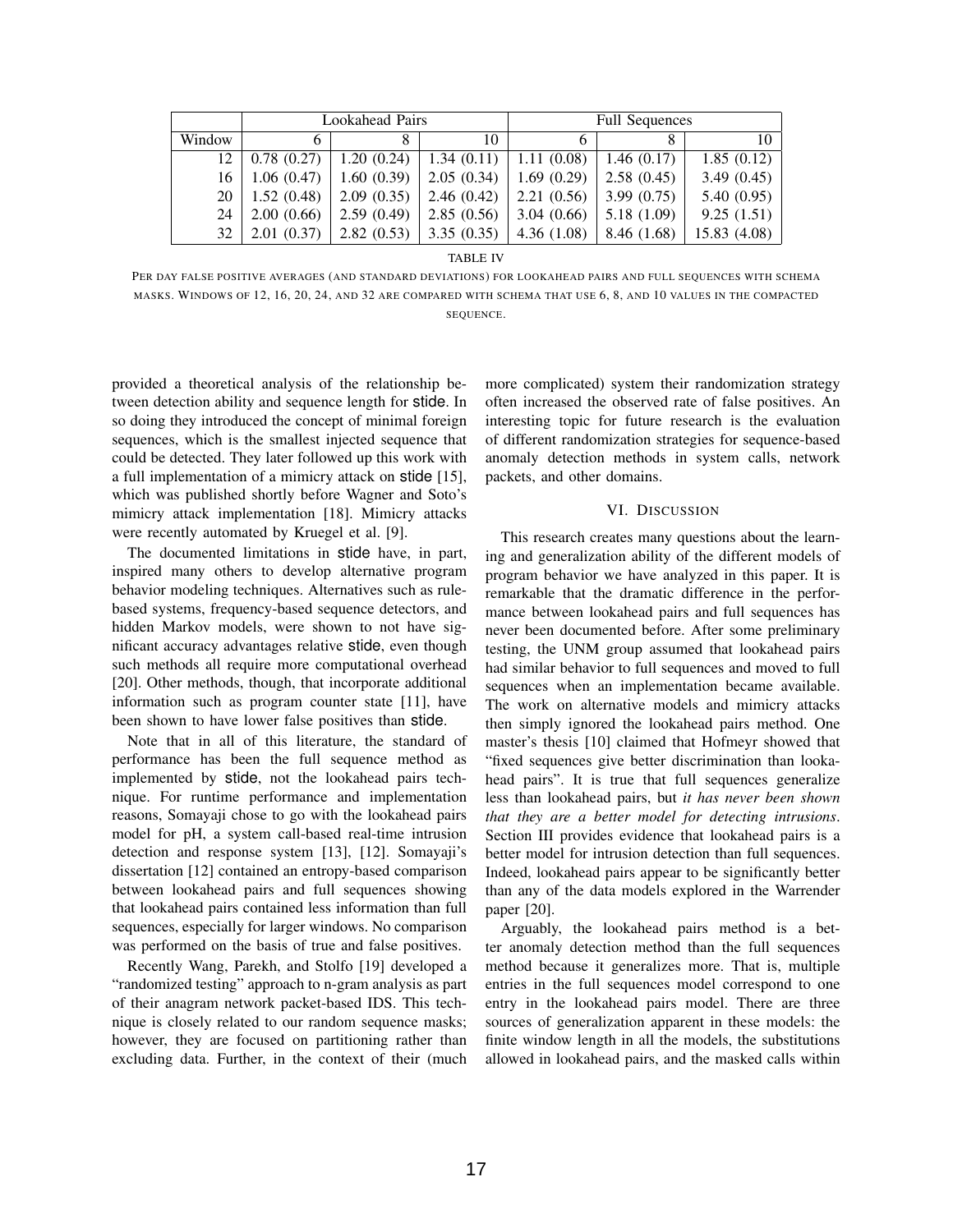| | Lookahead Pairs | | | Full Sequences | | |
|---|---|---|---|---|---|---|
| Window | 6 | 8 | 10 | 6 | 8 | 10 |
| 12 | 0.78 (0.27) | 1.20 (0.24) | 1.34 (0.11) | 1.11 (0.08) | 1.46 (0.17) | 1.85 (0.12) |
| 16 | 1.06 (0.47) | 1.60 (0.39) | 2.05 (0.34) | 1.69 (0.29) | 2.58 (0.45) | 3.49 (0.45) |
| 20 | 1.52 (0.48) | 2.09 (0.35) | 2.46 (0.42) | 2.21 (0.56) | 3.99 (0.75) | 5.40 (0.95) |
| 24 | 2.00 (0.66) | 2.59 (0.49) | 2.85 (0.56) | 3.04 (0.66) | 5.18 (1.09) | 9.25 (1.51) |
| 32 | 2.01 (0.37) | 2.82 (0.53) | 3.35 (0.35) | 4.36 (1.08) | 8.46 (1.68) | 15.83 (4.08) |

TABLE IV

PER DAY FALSE POSITIVE AVERAGES (AND STANDARD DEVIATIONS) FOR LOOKAHEAD PAIRS AND FULL SEQUENCES WITH SCHEMA MASKS. WINDOWS OF 12, 16, 20, 24, AND 32 ARE COMPARED WITH SCHEMA THAT USE 6, 8, AND 10 VALUES IN THE COMPACTED SEQUENCE.

provided a theoretical analysis of the relationship between detection ability and sequence length for stide. In so doing they introduced the concept of minimal foreign sequences, which is the smallest injected sequence that could be detected. They later followed up this work with a full implementation of a mimicry attack on stide [15], which was published shortly before Wagner and Soto's mimicry attack implementation [18]. Mimicry attacks were recently automated by Kruegel et al. [9].

The documented limitations in stide have, in part, inspired many others to develop alternative program behavior modeling techniques. Alternatives such as rule-based systems, frequency-based sequence detectors, and hidden Markov models, were shown to not have significant accuracy advantages relative stide, even though such methods all require more computational overhead [20]. Other methods, though, that incorporate additional information such as program counter state [11], have been shown to have lower false positives than stide.

Note that in all of this literature, the standard of performance has been the full sequence method as implemented by stide, not the lookahead pairs technique. For runtime performance and implementation reasons, Somayaji chose to go with the lookahead pairs model for pH, a system call-based real-time intrusion detection and response system [13], [12]. Somayaji's dissertation [12] contained an entropy-based comparison between lookahead pairs and full sequences showing that lookahead pairs contained less information than full sequences, especially for larger windows. No comparison was performed on the basis of true and false positives.

Recently Wang, Parekh, and Stolfo [19] developed a "randomized testing" approach to n-gram analysis as part of their anagram network packet-based IDS. This technique is closely related to our random sequence masks; however, they are focused on partitioning rather than excluding data. Further, in the context of their (much more complicated) system their randomization strategy often increased the observed rate of false positives. An interesting topic for future research is the evaluation of different randomization strategies for sequence-based anomaly detection methods in system calls, network packets, and other domains.

## VI. DISCUSSION

This research creates many questions about the learning and generalization ability of the different models of program behavior we have analyzed in this paper. It is remarkable that the dramatic difference in the performance between lookahead pairs and full sequences has never been documented before. After some preliminary testing, the UNM group assumed that lookahead pairs had similar behavior to full sequences and moved to full sequences when an implementation became available. The work on alternative models and mimicry attacks then simply ignored the lookahead pairs method. One master's thesis [10] claimed that Hofmeyr showed that "fixed sequences give better discrimination than lookahead pairs". It is true that full sequences generalize less than lookahead pairs, but *it has never been shown that they are a better model for detecting intrusions*. Section III provides evidence that lookahead pairs is a better model for intrusion detection than full sequences. Indeed, lookahead pairs appear to be significantly better than any of the data models explored in the Warrender paper [20].

Arguably, the lookahead pairs method is a better anomaly detection method than the full sequences method because it generalizes more. That is, multiple entries in the full sequences model correspond to one entry in the lookahead pairs model. There are three sources of generalization apparent in these models: the finite window length in all the models, the substitutions allowed in lookahead pairs, and the masked calls within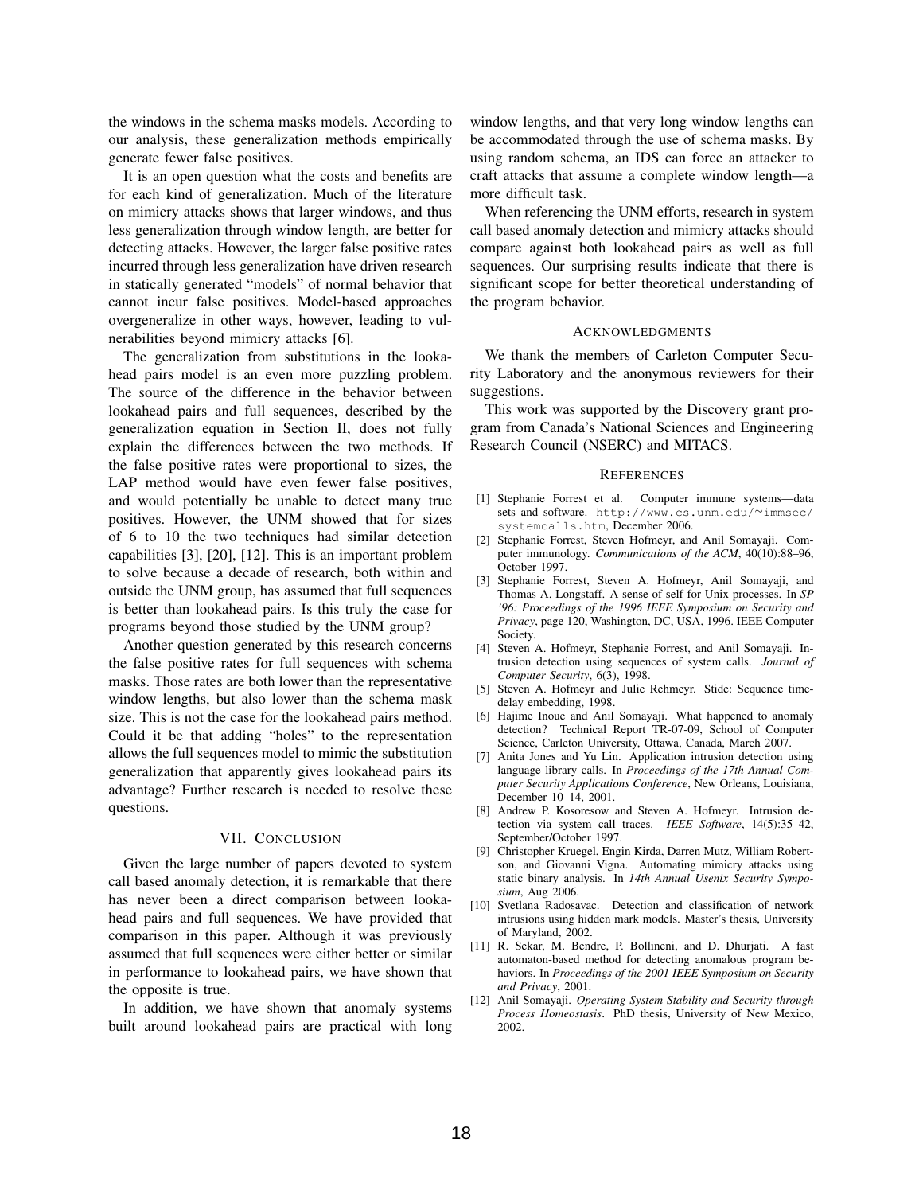the windows in the schema masks models. According to our analysis, these generalization methods empirically generate fewer false positives.

It is an open question what the costs and benefits are for each kind of generalization. Much of the literature on mimicry attacks shows that larger windows, and thus less generalization through window length, are better for detecting attacks. However, the larger false positive rates incurred through less generalization have driven research in statically generated "models" of normal behavior that cannot incur false positives. Model-based approaches overgeneralize in other ways, however, leading to vulnerabilities beyond mimicry attacks [6].

The generalization from substitutions in the lookahead pairs model is an even more puzzling problem. The source of the difference in the behavior between lookahead pairs and full sequences, described by the generalization equation in Section II, does not fully explain the differences between the two methods. If the false positive rates were proportional to sizes, the LAP method would have even fewer false positives, and would potentially be unable to detect many true positives. However, the UNM showed that for sizes of 6 to 10 the two techniques had similar detection capabilities [3], [20], [12]. This is an important problem to solve because a decade of research, both within and outside the UNM group, has assumed that full sequences is better than lookahead pairs. Is this truly the case for programs beyond those studied by the UNM group?

Another question generated by this research concerns the false positive rates for full sequences with schema masks. Those rates are both lower than the representative window lengths, but also lower than the schema mask size. This is not the case for the lookahead pairs method. Could it be that adding "holes" to the representation allows the full sequences model to mimic the substitution generalization that apparently gives lookahead pairs its advantage? Further research is needed to resolve these questions.

## VII. Conclusion

Given the large number of papers devoted to system call based anomaly detection, it is remarkable that there has never been a direct comparison between lookahead pairs and full sequences. We have provided that comparison in this paper. Although it was previously assumed that full sequences were either better or similar in performance to lookahead pairs, we have shown that the opposite is true.

In addition, we have shown that anomaly systems built around lookahead pairs are practical with long window lengths, and that very long window lengths can be accommodated through the use of schema masks. By using random schema, an IDS can force an attacker to craft attacks that assume a complete window length—a more difficult task.

When referencing the UNM efforts, research in system call based anomaly detection and mimicry attacks should compare against both lookahead pairs as well as full sequences. Our surprising results indicate that there is significant scope for better theoretical understanding of the program behavior.

## Acknowledgments

We thank the members of Carleton Computer Security Laboratory and the anonymous reviewers for their suggestions.

This work was supported by the Discovery grant program from Canada's National Sciences and Engineering Research Council (NSERC) and MITACS.

## References

[1] Stephanie Forrest et al. Computer immune systems—data sets and software. `http://www.cs.unm.edu/~immsec/systemcalls.htm`, December 2006.

[2] Stephanie Forrest, Steven Hofmeyr, and Anil Somayaji. Computer immunology. *Communications of the ACM*, 40(10):88–96, October 1997.

[3] Stephanie Forrest, Steven A. Hofmeyr, Anil Somayaji, and Thomas A. Longstaff. A sense of self for Unix processes. In *SP '96: Proceedings of the 1996 IEEE Symposium on Security and Privacy*, page 120, Washington, DC, USA, 1996. IEEE Computer Society.

[4] Steven A. Hofmeyr, Stephanie Forrest, and Anil Somayaji. Intrusion detection using sequences of system calls. *Journal of Computer Security*, 6(3), 1998.

[5] Steven A. Hofmeyr and Julie Rehmeyr. Stide: Sequence time-delay embedding, 1998.

[6] Hajime Inoue and Anil Somayaji. What happened to anomaly detection? Technical Report TR-07-09, School of Computer Science, Carleton University, Ottawa, Canada, March 2007.

[7] Anita Jones and Yu Lin. Application intrusion detection using language library calls. In *Proceedings of the 17th Annual Computer Security Applications Conference*, New Orleans, Louisiana, December 10–14, 2001.

[8] Andrew P. Kosoresow and Steven A. Hofmeyr. Intrusion detection via system call traces. *IEEE Software*, 14(5):35–42, September/October 1997.

[9] Christopher Kruegel, Engin Kirda, Darren Mutz, William Robertson, and Giovanni Vigna. Automating mimicry attacks using static binary analysis. In *14th Annual Usenix Security Symposium*, Aug 2006.

[10] Svetlana Radosavac. Detection and classification of network intrusions using hidden mark models. Master's thesis, University of Maryland, 2002.

[11] R. Sekar, M. Bendre, P. Bollineni, and D. Dhurjati. A fast automaton-based method for detecting anomalous program behaviors. In *Proceedings of the 2001 IEEE Symposium on Security and Privacy*, 2001.

[12] Anil Somayaji. *Operating System Stability and Security through Process Homeostasis*. PhD thesis, University of New Mexico, 2002.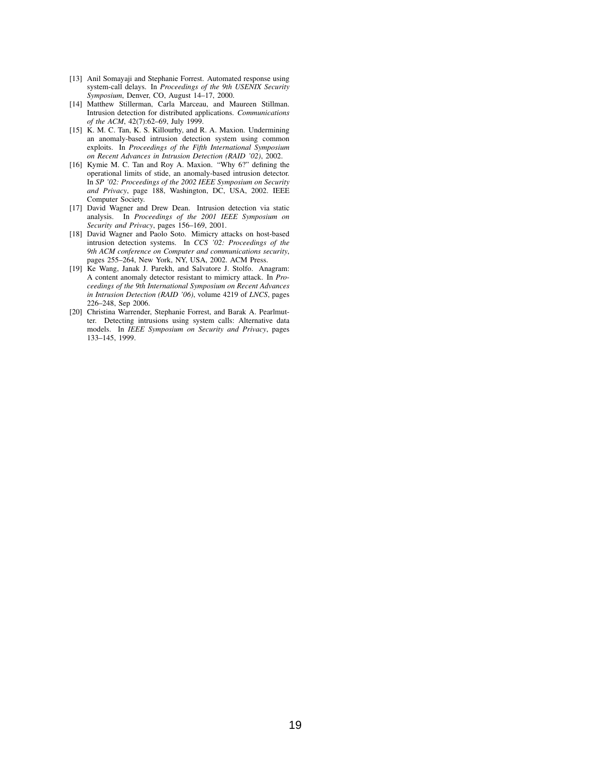[13] Anil Somayaji and Stephanie Forrest. Automated response using system-call delays. In *Proceedings of the 9th USENIX Security Symposium*, Denver, CO, August 14–17, 2000.

[14] Matthew Stillerman, Carla Marceau, and Maureen Stillman. Intrusion detection for distributed applications. *Communications of the ACM*, 42(7):62–69, July 1999.

[15] K. M. C. Tan, K. S. Killourhy, and R. A. Maxion. Undermining an anomaly-based intrusion detection system using common exploits. In *Proceedings of the Fifth International Symposium on Recent Advances in Intrusion Detection (RAID '02)*, 2002.

[16] Kymie M. C. Tan and Roy A. Maxion. "Why 6?" defining the operational limits of stide, an anomaly-based intrusion detector. In *SP '02: Proceedings of the 2002 IEEE Symposium on Security and Privacy*, page 188, Washington, DC, USA, 2002. IEEE Computer Society.

[17] David Wagner and Drew Dean. Intrusion detection via static analysis. In *Proceedings of the 2001 IEEE Symposium on Security and Privacy*, pages 156–169, 2001.

[18] David Wagner and Paolo Soto. Mimicry attacks on host-based intrusion detection systems. In *CCS '02: Proceedings of the 9th ACM conference on Computer and communications security*, pages 255–264, New York, NY, USA, 2002. ACM Press.

[19] Ke Wang, Janak J. Parekh, and Salvatore J. Stolfo. Anagram: A content anomaly detector resistant to mimicry attack. In *Proceedings of the 9th International Symposium on Recent Advances in Intrusion Detection (RAID '06)*, volume 4219 of *LNCS*, pages 226–248, Sep 2006.

[20] Christina Warrender, Stephanie Forrest, and Barak A. Pearlmutter. Detecting intrusions using system calls: Alternative data models. In *IEEE Symposium on Security and Privacy*, pages 133–145, 1999.